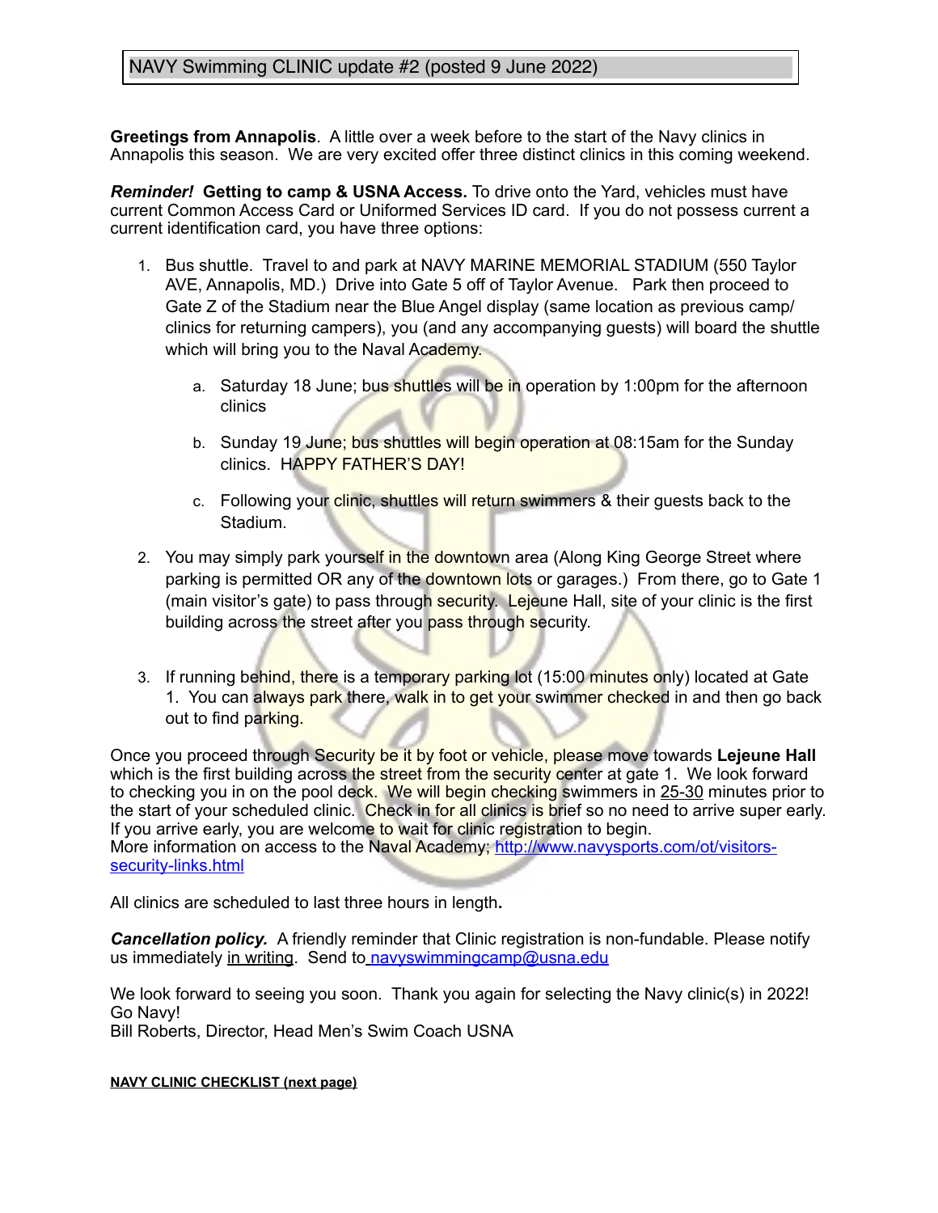# NAVY Swimming CLINIC update #2 (posted 9 June 2022)

**Greetings from Annapolis**. A little over a week before to the start of the Navy clinics in Annapolis this season. We are very excited offer three distinct clinics in this coming weekend.

***Reminder!* Getting to camp & USNA Access.** To drive onto the Yard, vehicles must have current Common Access Card or Uniformed Services ID card. If you do not possess current a current identification card, you have three options:

1. Bus shuttle. Travel to and park at NAVY MARINE MEMORIAL STADIUM (550 Taylor AVE, Annapolis, MD.) Drive into Gate 5 off of Taylor Avenue. Park then proceed to Gate Z of the Stadium near the Blue Angel display (same location as previous camp/ clinics for returning campers), you (and any accompanying guests) will board the shuttle which will bring you to the Naval Academy.
   a. Saturday 18 June; bus shuttles will be in operation by 1:00pm for the afternoon clinics
   b. Sunday 19 June; bus shuttles will begin operation at 08:15am for the Sunday clinics. HAPPY FATHER'S DAY!
   c. Following your clinic, shuttles will return swimmers & their guests back to the Stadium.
2. You may simply park yourself in the downtown area (Along King George Street where parking is permitted OR any of the downtown lots or garages.) From there, go to Gate 1 (main visitor's gate) to pass through security. Lejeune Hall, site of your clinic is the first building across the street after you pass through security.
3. If running behind, there is a temporary parking lot (15:00 minutes only) located at Gate 1. You can always park there, walk in to get your swimmer checked in and then go back out to find parking.

Once you proceed through Security be it by foot or vehicle, please move towards **Lejeune Hall** which is the first building across the street from the security center at gate 1. We look forward to checking you in on the pool deck. We will begin checking swimmers in 25-30 minutes prior to the start of your scheduled clinic. Check in for all clinics is brief so no need to arrive super early. If you arrive early, you are welcome to wait for clinic registration to begin.
More information on access to the Naval Academy; [http://www.navysports.com/ot/visitors-security-links.html](http://www.navysports.com/ot/visitors-security-links.html)

All clinics are scheduled to last three hours in length**.**

***Cancellation policy.*** A friendly reminder that Clinic registration is non-fundable. Please notify us immediately in writing. Send to [navyswimmingcamp@usna.edu](mailto:navyswimmingcamp@usna.edu)

We look forward to seeing you soon. Thank you again for selecting the Navy clinic(s) in 2022!
Go Navy!
Bill Roberts, Director, Head Men's Swim Coach USNA

**NAVY CLINIC CHECKLIST (next page)**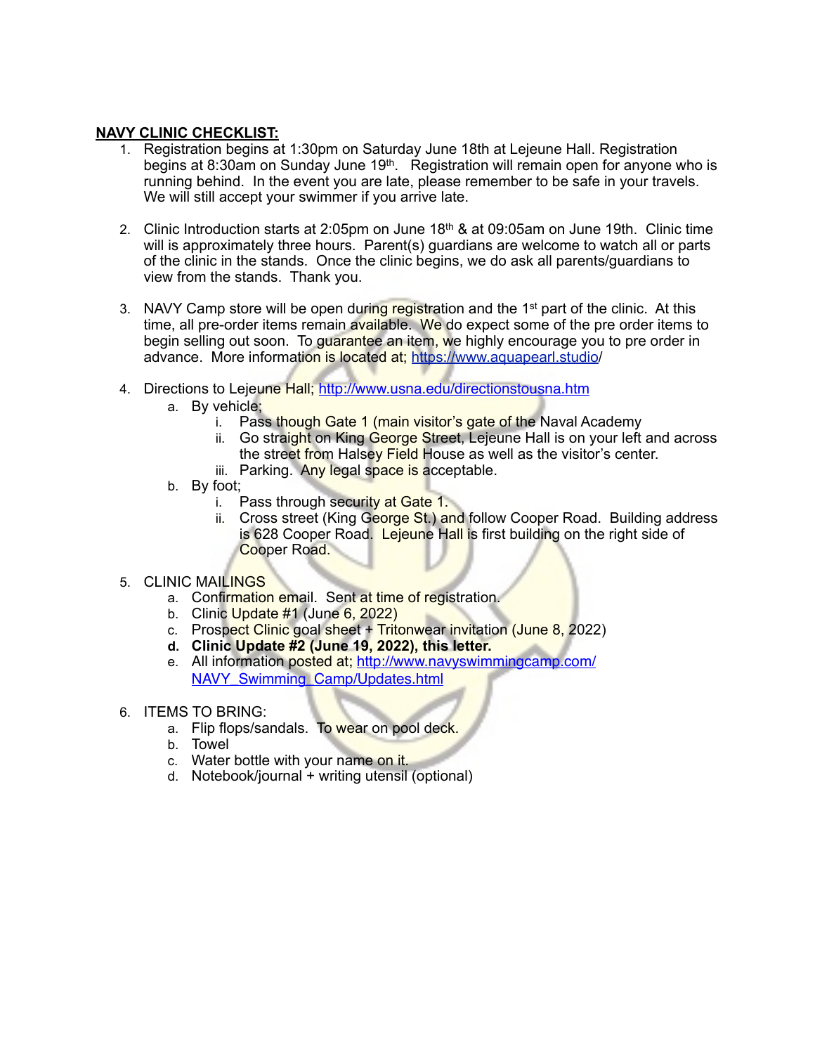**NAVY CLINIC CHECKLIST:**

1. Registration begins at 1:30pm on Saturday June 18th at Lejeune Hall. Registration begins at 8:30am on Sunday June 19th. Registration will remain open for anyone who is running behind. In the event you are late, please remember to be safe in your travels. We will still accept your swimmer if you arrive late.

2. Clinic Introduction starts at 2:05pm on June 18th & at 09:05am on June 19th. Clinic time will is approximately three hours. Parent(s) guardians are welcome to watch all or parts of the clinic in the stands. Once the clinic begins, we do ask all parents/guardians to view from the stands. Thank you.

3. NAVY Camp store will be open during registration and the 1st part of the clinic. At this time, all pre-order items remain available. We do expect some of the pre order items to begin selling out soon. To guarantee an item, we highly encourage you to pre order in advance. More information is located at; https://www.aquapearl.studio/

4. Directions to Lejeune Hall; http://www.usna.edu/directionstousna.htm
   a. By vehicle;
      i. Pass though Gate 1 (main visitor's gate of the Naval Academy
      ii. Go straight on King George Street, Lejeune Hall is on your left and across the street from Halsey Field House as well as the visitor's center.
      iii. Parking. Any legal space is acceptable.
   b. By foot;
      i. Pass through security at Gate 1.
      ii. Cross street (King George St.) and follow Cooper Road. Building address is 628 Cooper Road. Lejeune Hall is first building on the right side of Cooper Road.

5. CLINIC MAILINGS
   a. Confirmation email. Sent at time of registration.
   b. Clinic Update #1 (June 6, 2022)
   c. Prospect Clinic goal sheet + Tritonwear invitation (June 8, 2022)
   d. **Clinic Update #2 (June 19, 2022), this letter.**
   e. All information posted at; http://www.navyswimmingcamp.com/NAVY_Swimming_Camp/Updates.html

6. ITEMS TO BRING:
   a. Flip flops/sandals. To wear on pool deck.
   b. Towel
   c. Water bottle with your name on it.
   d. Notebook/journal + writing utensil (optional)